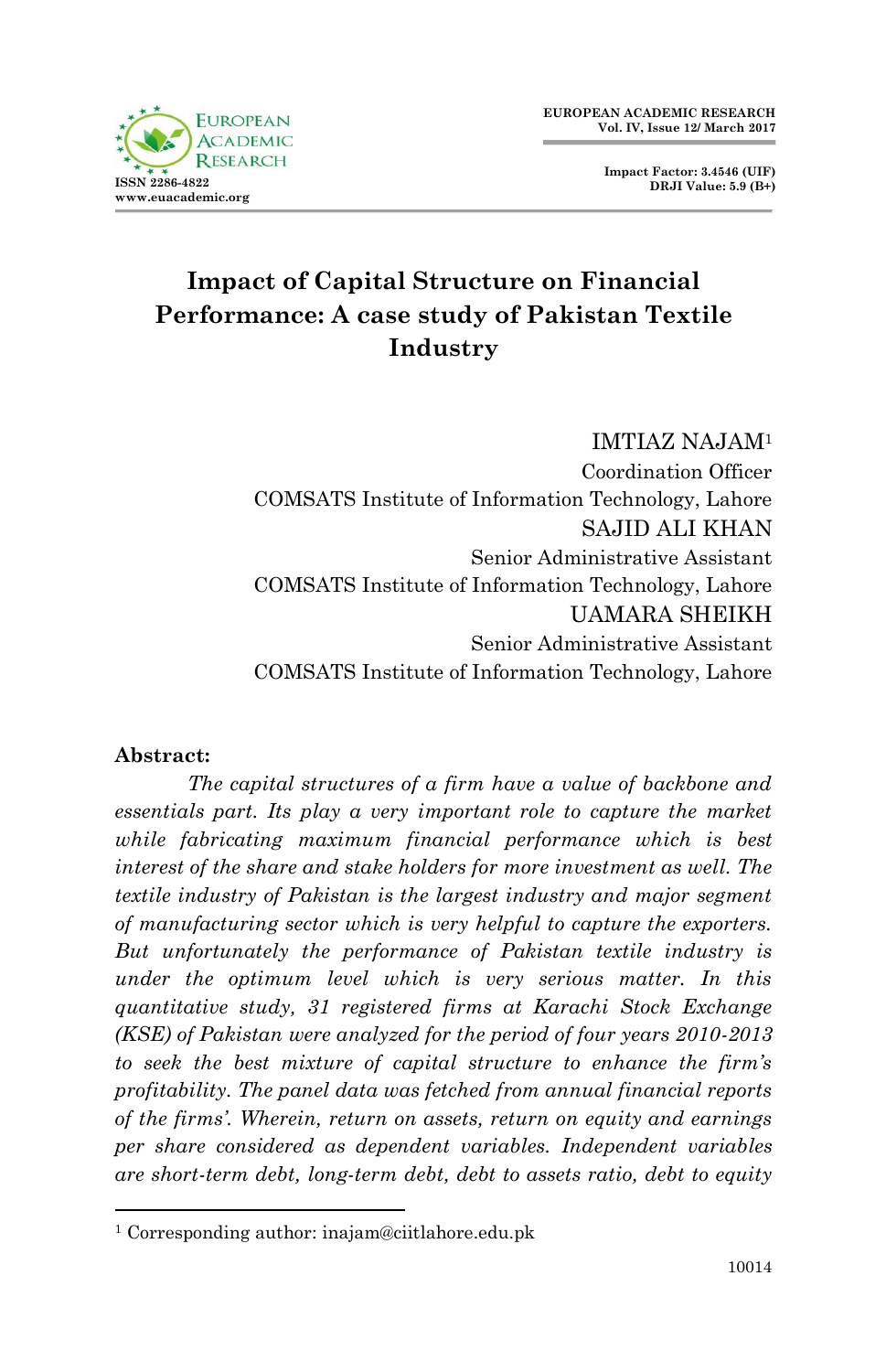# Impact of Capital Structure on Financial Performance: A case study of Pakistan Textile Industry

IMTIAZ NAJAM[1]
Coordination Officer
COMSATS Institute of Information Technology, Lahore

SAJID ALI KHAN
Senior Administrative Assistant
COMSATS Institute of Information Technology, Lahore

UAMARA SHEIKH
Senior Administrative Assistant
COMSATS Institute of Information Technology, Lahore

**Abstract:**

*The capital structures of a firm have a value of backbone and essentials part. Its play a very important role to capture the market while fabricating maximum financial performance which is best interest of the share and stake holders for more investment as well. The textile industry of Pakistan is the largest industry and major segment of manufacturing sector which is very helpful to capture the exporters. But unfortunately the performance of Pakistan textile industry is under the optimum level which is very serious matter. In this quantitative study, 31 registered firms at Karachi Stock Exchange (KSE) of Pakistan were analyzed for the period of four years 2010-2013 to seek the best mixture of capital structure to enhance the firm's profitability. The panel data was fetched from annual financial reports of the firms'. Wherein, return on assets, return on equity and earnings per share considered as dependent variables. Independent variables are short-term debt, long-term debt, debt to assets ratio, debt to equity*

[1] Corresponding author: inajam@ciitlahore.edu.pk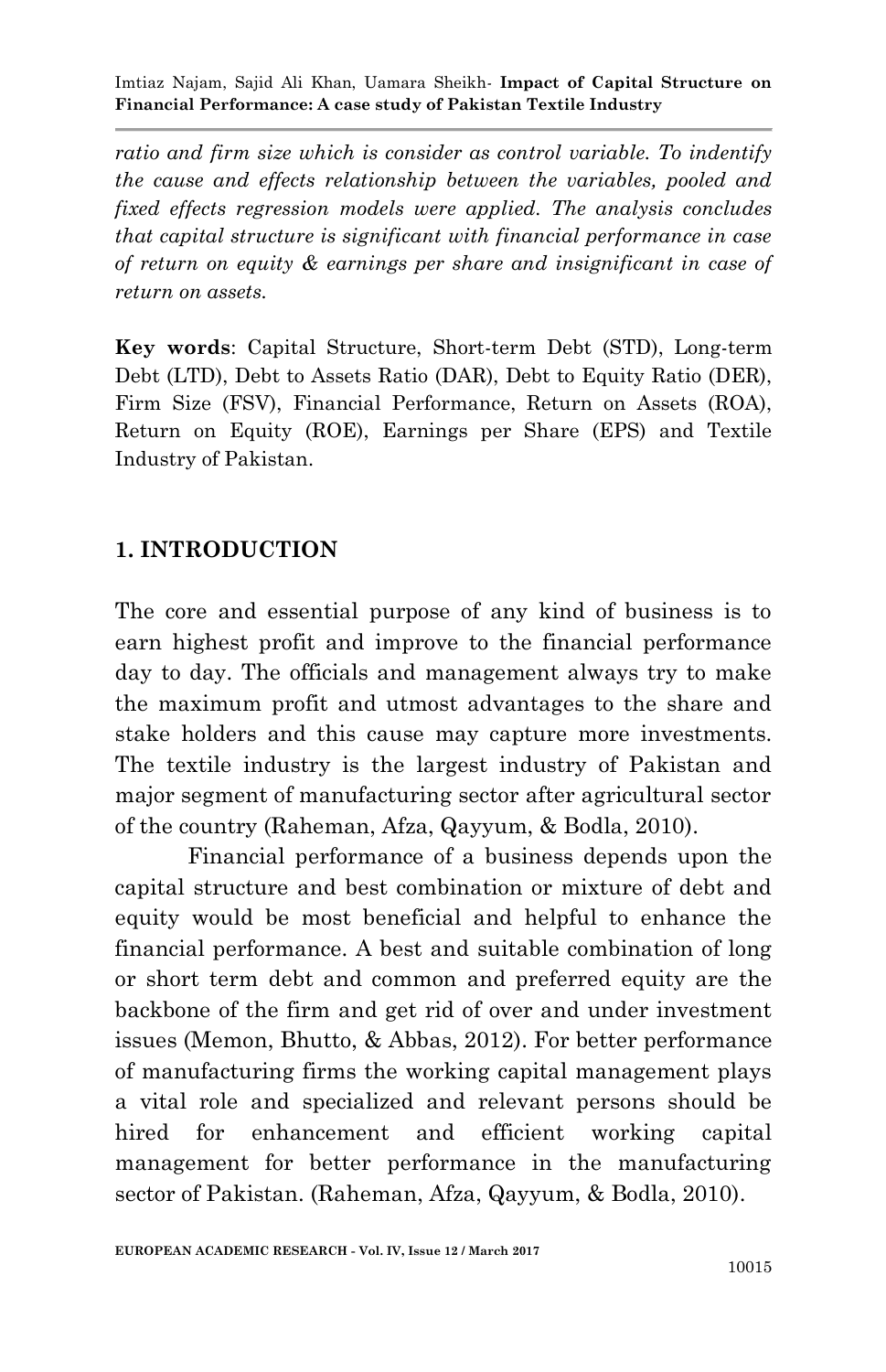*ratio and firm size which is consider as control variable. To indentify the cause and effects relationship between the variables, pooled and fixed effects regression models were applied. The analysis concludes that capital structure is significant with financial performance in case of return on equity & earnings per share and insignificant in case of return on assets.*

**Key words**: Capital Structure, Short-term Debt (STD), Long-term Debt (LTD), Debt to Assets Ratio (DAR), Debt to Equity Ratio (DER), Firm Size (FSV), Financial Performance, Return on Assets (ROA), Return on Equity (ROE), Earnings per Share (EPS) and Textile Industry of Pakistan.

## 1. INTRODUCTION

The core and essential purpose of any kind of business is to earn highest profit and improve to the financial performance day to day. The officials and management always try to make the maximum profit and utmost advantages to the share and stake holders and this cause may capture more investments. The textile industry is the largest industry of Pakistan and major segment of manufacturing sector after agricultural sector of the country (Raheman, Afza, Qayyum, & Bodla, 2010).

Financial performance of a business depends upon the capital structure and best combination or mixture of debt and equity would be most beneficial and helpful to enhance the financial performance. A best and suitable combination of long or short term debt and common and preferred equity are the backbone of the firm and get rid of over and under investment issues (Memon, Bhutto, & Abbas, 2012). For better performance of manufacturing firms the working capital management plays a vital role and specialized and relevant persons should be hired for enhancement and efficient working capital management for better performance in the manufacturing sector of Pakistan. (Raheman, Afza, Qayyum, & Bodla, 2010).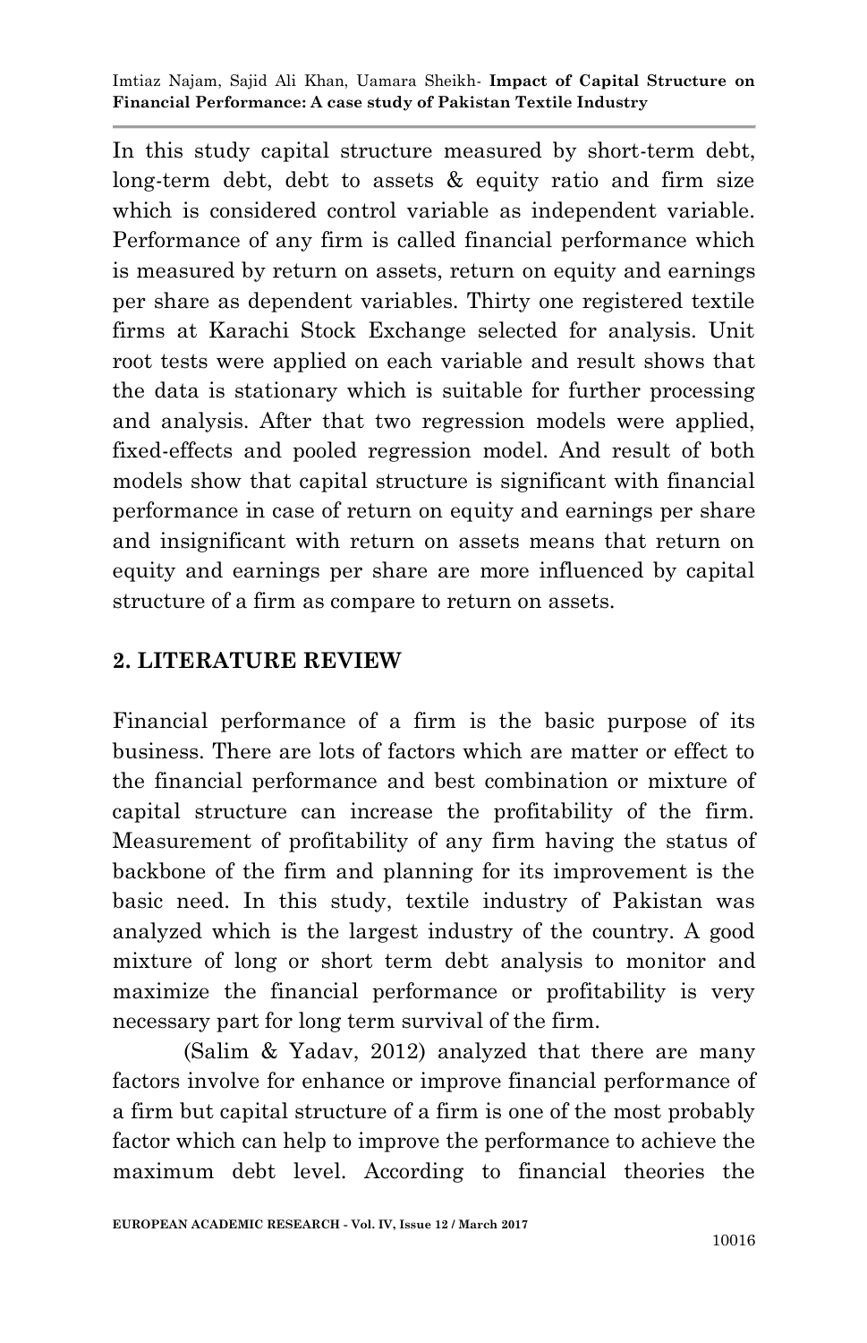In this study capital structure measured by short-term debt, long-term debt, debt to assets & equity ratio and firm size which is considered control variable as independent variable. Performance of any firm is called financial performance which is measured by return on assets, return on equity and earnings per share as dependent variables. Thirty one registered textile firms at Karachi Stock Exchange selected for analysis. Unit root tests were applied on each variable and result shows that the data is stationary which is suitable for further processing and analysis. After that two regression models were applied, fixed-effects and pooled regression model. And result of both models show that capital structure is significant with financial performance in case of return on equity and earnings per share and insignificant with return on assets means that return on equity and earnings per share are more influenced by capital structure of a firm as compare to return on assets.

## 2. LITERATURE REVIEW

Financial performance of a firm is the basic purpose of its business. There are lots of factors which are matter or effect to the financial performance and best combination or mixture of capital structure can increase the profitability of the firm. Measurement of profitability of any firm having the status of backbone of the firm and planning for its improvement is the basic need. In this study, textile industry of Pakistan was analyzed which is the largest industry of the country. A good mixture of long or short term debt analysis to monitor and maximize the financial performance or profitability is very necessary part for long term survival of the firm.

(Salim & Yadav, 2012) analyzed that there are many factors involve for enhance or improve financial performance of a firm but capital structure of a firm is one of the most probably factor which can help to improve the performance to achieve the maximum debt level. According to financial theories the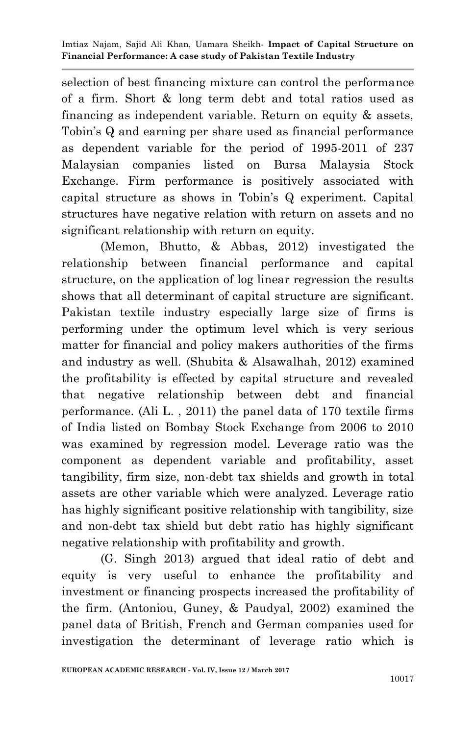selection of best financing mixture can control the performance of a firm. Short & long term debt and total ratios used as financing as independent variable. Return on equity & assets, Tobin's Q and earning per share used as financial performance as dependent variable for the period of 1995-2011 of 237 Malaysian companies listed on Bursa Malaysia Stock Exchange. Firm performance is positively associated with capital structure as shows in Tobin's Q experiment. Capital structures have negative relation with return on assets and no significant relationship with return on equity.

(Memon, Bhutto, & Abbas, 2012) investigated the relationship between financial performance and capital structure, on the application of log linear regression the results shows that all determinant of capital structure are significant. Pakistan textile industry especially large size of firms is performing under the optimum level which is very serious matter for financial and policy makers authorities of the firms and industry as well. (Shubita & Alsawalhah, 2012) examined the profitability is effected by capital structure and revealed that negative relationship between debt and financial performance. (Ali L. , 2011) the panel data of 170 textile firms of India listed on Bombay Stock Exchange from 2006 to 2010 was examined by regression model. Leverage ratio was the component as dependent variable and profitability, asset tangibility, firm size, non-debt tax shields and growth in total assets are other variable which were analyzed. Leverage ratio has highly significant positive relationship with tangibility, size and non-debt tax shield but debt ratio has highly significant negative relationship with profitability and growth.

(G. Singh 2013) argued that ideal ratio of debt and equity is very useful to enhance the profitability and investment or financing prospects increased the profitability of the firm. (Antoniou, Guney, & Paudyal, 2002) examined the panel data of British, French and German companies used for investigation the determinant of leverage ratio which is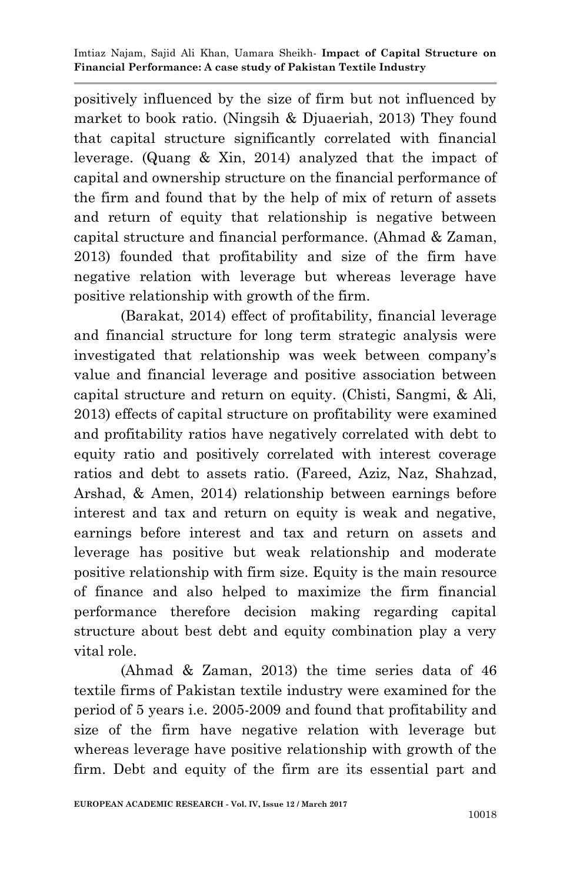positively influenced by the size of firm but not influenced by market to book ratio. (Ningsih & Djuaeriah, 2013) They found that capital structure significantly correlated with financial leverage. (Quang & Xin, 2014) analyzed that the impact of capital and ownership structure on the financial performance of the firm and found that by the help of mix of return of assets and return of equity that relationship is negative between capital structure and financial performance. (Ahmad & Zaman, 2013) founded that profitability and size of the firm have negative relation with leverage but whereas leverage have positive relationship with growth of the firm.

(Barakat, 2014) effect of profitability, financial leverage and financial structure for long term strategic analysis were investigated that relationship was week between company's value and financial leverage and positive association between capital structure and return on equity. (Chisti, Sangmi, & Ali, 2013) effects of capital structure on profitability were examined and profitability ratios have negatively correlated with debt to equity ratio and positively correlated with interest coverage ratios and debt to assets ratio. (Fareed, Aziz, Naz, Shahzad, Arshad, & Amen, 2014) relationship between earnings before interest and tax and return on equity is weak and negative, earnings before interest and tax and return on assets and leverage has positive but weak relationship and moderate positive relationship with firm size. Equity is the main resource of finance and also helped to maximize the firm financial performance therefore decision making regarding capital structure about best debt and equity combination play a very vital role.

(Ahmad & Zaman, 2013) the time series data of 46 textile firms of Pakistan textile industry were examined for the period of 5 years i.e. 2005-2009 and found that profitability and size of the firm have negative relation with leverage but whereas leverage have positive relationship with growth of the firm. Debt and equity of the firm are its essential part and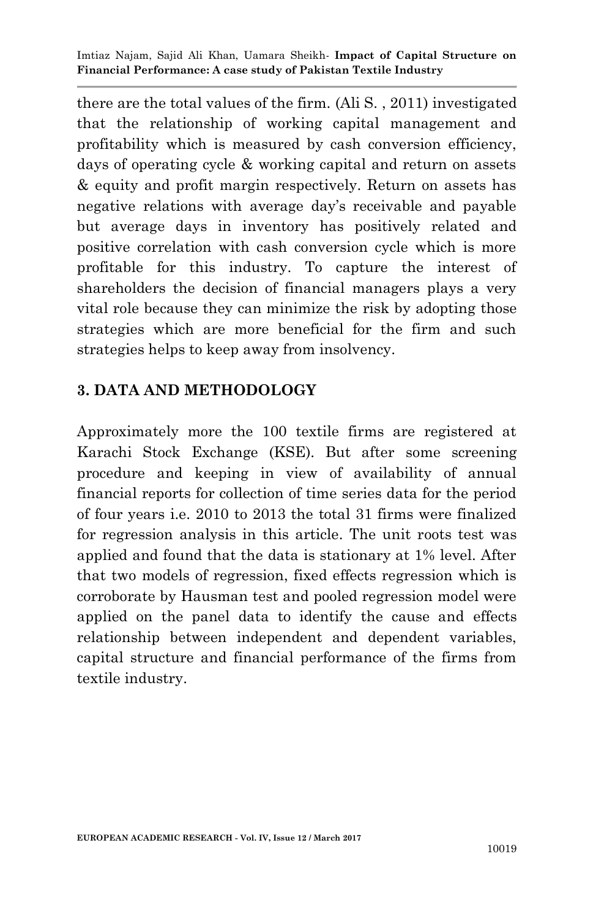there are the total values of the firm. (Ali S. , 2011) investigated that the relationship of working capital management and profitability which is measured by cash conversion efficiency, days of operating cycle & working capital and return on assets & equity and profit margin respectively. Return on assets has negative relations with average day's receivable and payable but average days in inventory has positively related and positive correlation with cash conversion cycle which is more profitable for this industry. To capture the interest of shareholders the decision of financial managers plays a very vital role because they can minimize the risk by adopting those strategies which are more beneficial for the firm and such strategies helps to keep away from insolvency.

## 3. DATA AND METHODOLOGY

Approximately more the 100 textile firms are registered at Karachi Stock Exchange (KSE). But after some screening procedure and keeping in view of availability of annual financial reports for collection of time series data for the period of four years i.e. 2010 to 2013 the total 31 firms were finalized for regression analysis in this article. The unit roots test was applied and found that the data is stationary at 1% level. After that two models of regression, fixed effects regression which is corroborate by Hausman test and pooled regression model were applied on the panel data to identify the cause and effects relationship between independent and dependent variables, capital structure and financial performance of the firms from textile industry.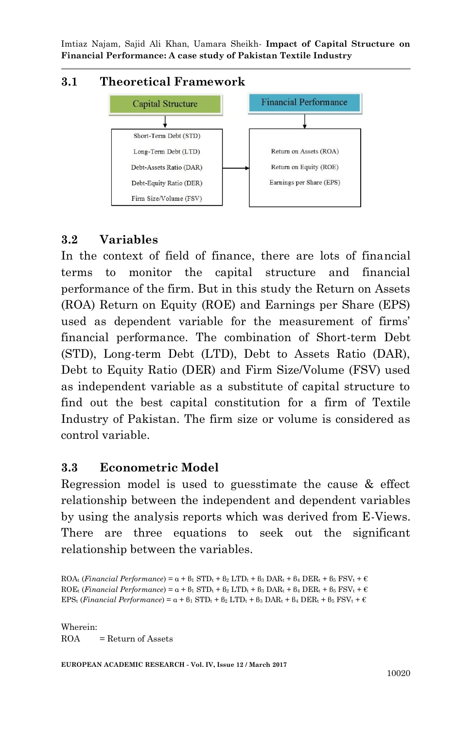### 3.1 Theoretical Framework

Capital Structure → Short-Term Debt (STD), Long-Term Debt (LTD), Debt-Assets Ratio (DAR), Debt-Equity Ratio (DER), Firm Size/Volume (FSV) → Financial Performance: Return on Assets (ROA), Return on Equity (ROE), Earnings per Share (EPS)

### 3.2 Variables

In the context of field of finance, there are lots of financial terms to monitor the capital structure and financial performance of the firm. But in this study the Return on Assets (ROA) Return on Equity (ROE) and Earnings per Share (EPS) used as dependent variable for the measurement of firms' financial performance. The combination of Short-term Debt (STD), Long-term Debt (LTD), Debt to Assets Ratio (DAR), Debt to Equity Ratio (DER) and Firm Size/Volume (FSV) used as independent variable as a substitute of capital structure to find out the best capital constitution for a firm of Textile Industry of Pakistan. The firm size or volume is considered as control variable.

### 3.3 Econometric Model

Regression model is used to guesstimate the cause & effect relationship between the independent and dependent variables by using the analysis reports which was derived from E-Views. There are three equations to seek out the significant relationship between the variables.

$$ROA_t \text{ (\textit{Financial Performance})} = \alpha + \beta_1 STD_t + \beta_2 LTD_t + \beta_3 DAR_t + \beta_4 DER_t + \beta_5 FSV_t + €$$

$$ROE_t \text{ (\textit{Financial Performance})} = \alpha + \beta_1 STD_t + \beta_2 LTD_t + \beta_3 DAR_t + \beta_4 DER_t + \beta_5 FSV_t + €$$

$$EPS_t \text{ (\textit{Financial Performance})} = \alpha + \beta_1 STD_t + \beta_2 LTD_t + \beta_3 DAR_t + \beta_4 DER_t + \beta_5 FSV_t + €$$

Wherein:

ROA = Return of Assets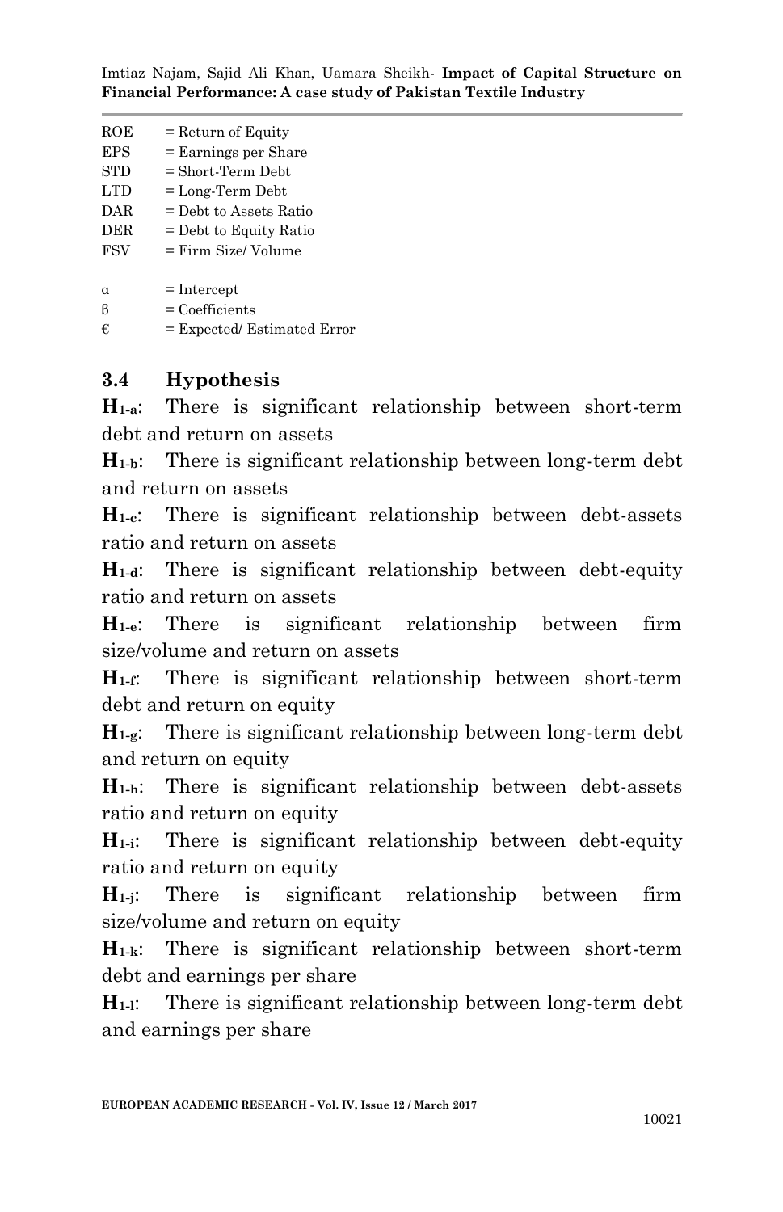ROE = Return of Equity
EPS = Earnings per Share
STD = Short-Term Debt
LTD = Long-Term Debt
DAR = Debt to Assets Ratio
DER = Debt to Equity Ratio
FSV = Firm Size/ Volume

$\alpha$ = Intercept
$\beta$ = Coefficients
€ = Expected/ Estimated Error

### 3.4 Hypothesis

**$H_{1\text{-}a}$**: There is significant relationship between short-term debt and return on assets

**$H_{1\text{-}b}$**: There is significant relationship between long-term debt and return on assets

**$H_{1\text{-}c}$**: There is significant relationship between debt-assets ratio and return on assets

**$H_{1\text{-}d}$**: There is significant relationship between debt-equity ratio and return on assets

**$H_{1\text{-}e}$**: There is significant relationship between firm size/volume and return on assets

**$H_{1\text{-}f}$**: There is significant relationship between short-term debt and return on equity

**$H_{1\text{-}g}$**: There is significant relationship between long-term debt and return on equity

**$H_{1\text{-}h}$**: There is significant relationship between debt-assets ratio and return on equity

**$H_{1\text{-}i}$**: There is significant relationship between debt-equity ratio and return on equity

**$H_{1\text{-}j}$**: There is significant relationship between firm size/volume and return on equity

**$H_{1\text{-}k}$**: There is significant relationship between short-term debt and earnings per share

**$H_{1\text{-}l}$**: There is significant relationship between long-term debt and earnings per share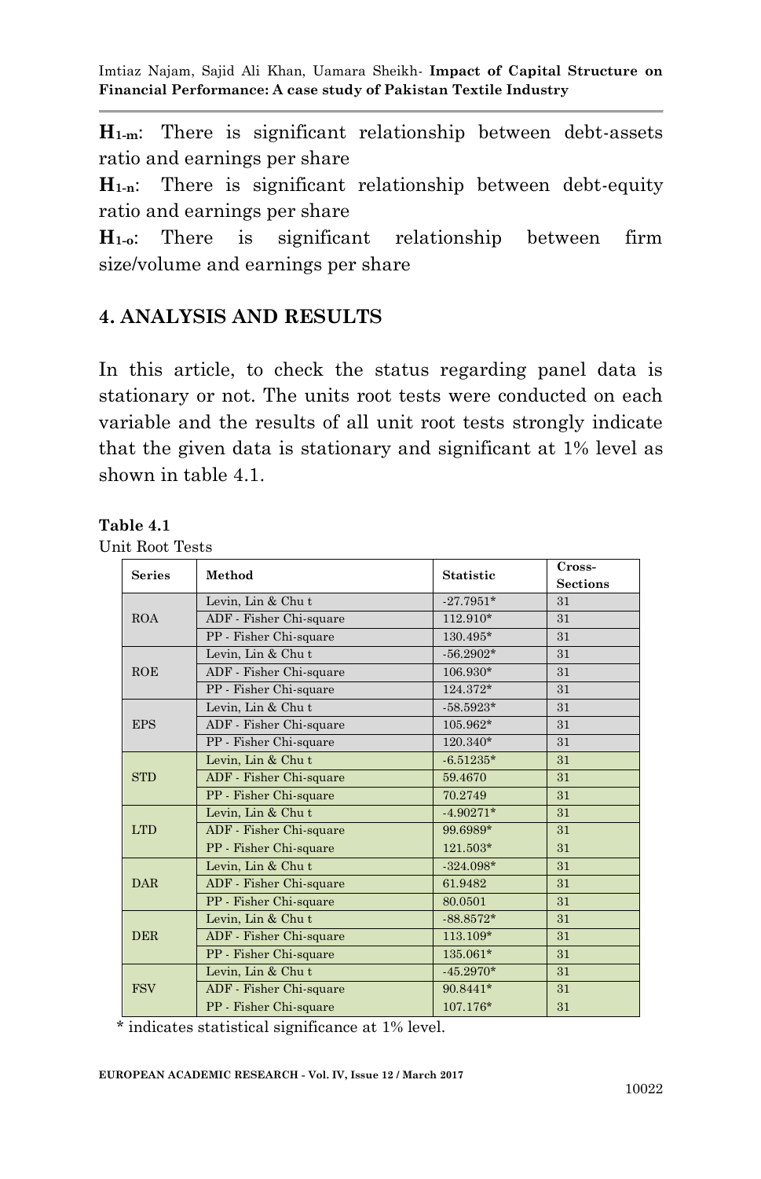**$H_{1\text{-}m}$**: There is significant relationship between debt-assets ratio and earnings per share

**$H_{1\text{-}n}$**: There is significant relationship between debt-equity ratio and earnings per share

**$H_{1\text{-}o}$**: There is significant relationship between firm size/volume and earnings per share

## 4. ANALYSIS AND RESULTS

In this article, to check the status regarding panel data is stationary or not. The units root tests were conducted on each variable and the results of all unit root tests strongly indicate that the given data is stationary and significant at 1% level as shown in table 4.1.

**Table 4.1**
Unit Root Tests

| Series | Method | Statistic | Cross-Sections |
|---|---|---|---|
| ROA | Levin, Lin & Chu t | -27.7951* | 31 |
| | ADF - Fisher Chi-square | 112.910* | 31 |
| | PP - Fisher Chi-square | 130.495* | 31 |
| ROE | Levin, Lin & Chu t | -56.2902* | 31 |
| | ADF - Fisher Chi-square | 106.930* | 31 |
| | PP - Fisher Chi-square | 124.372* | 31 |
| EPS | Levin, Lin & Chu t | -58.5923* | 31 |
| | ADF - Fisher Chi-square | 105.962* | 31 |
| | PP - Fisher Chi-square | 120.340* | 31 |
| STD | Levin, Lin & Chu t | -6.51235* | 31 |
| | ADF - Fisher Chi-square | 59.4670 | 31 |
| | PP - Fisher Chi-square | 70.2749 | 31 |
| LTD | Levin, Lin & Chu t | -4.90271* | 31 |
| | ADF - Fisher Chi-square | 99.6989* | 31 |
| | PP - Fisher Chi-square | 121.503* | 31 |
| DAR | Levin, Lin & Chu t | -324.098* | 31 |
| | ADF - Fisher Chi-square | 61.9482 | 31 |
| | PP - Fisher Chi-square | 80.0501 | 31 |
| DER | Levin, Lin & Chu t | -88.8572* | 31 |
| | ADF - Fisher Chi-square | 113.109* | 31 |
| | PP - Fisher Chi-square | 135.061* | 31 |
| FSV | Levin, Lin & Chu t | -45.2970* | 31 |
| | ADF - Fisher Chi-square | 90.8441* | 31 |
| | PP - Fisher Chi-square | 107.176* | 31 |

\* indicates statistical significance at 1% level.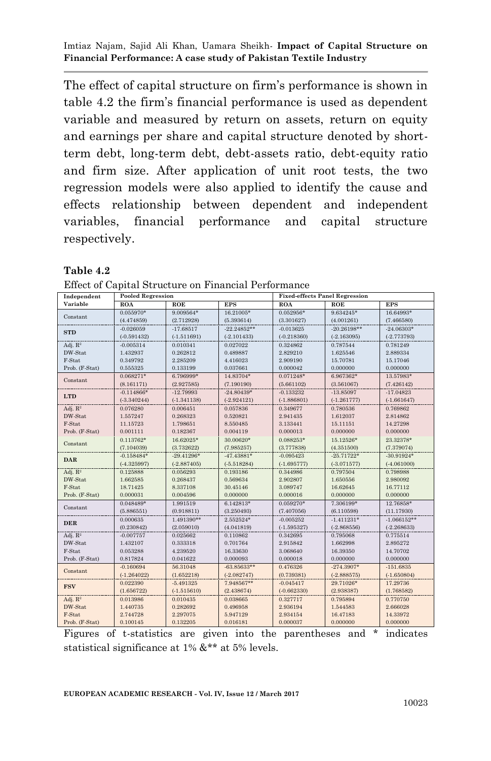The effect of capital structure on firm's performance is shown in table 4.2 the firm's financial performance is used as dependent variable and measured by return on assets, return on equity and earnings per share and capital structure denoted by short-term debt, long-term debt, debt-assets ratio, debt-equity ratio and firm size. After application of unit root tests, the two regression models were also applied to identify the cause and effects relationship between dependent and independent variables, financial performance and capital structure respectively.

**Table 4.2**

Effect of Capital Structure on Financial Performance

| Independent Variable | Pooled Regression | | | Fixed-effects Panel Regression | | |
|---|---|---|---|---|---|---|
| | ROA | ROE | EPS | ROA | ROE | EPS |
| Constant | 0.055970* (4.474859) | 9.009564* (2.712928) | 16.21005* (5.393614) | 0.052956* (3.301627) | 9.634245* (4.001261) | 16.64993* (7.466580) |
| STD | -0.026059 (-0.591432) | -17.68517 (-1.511691) | -22.24852** (-2.101433) | -0.013625 (-0.218360) | -20.26198** (-2.163095) | -24.06303* (-2.773793) |
| Adj. $R^2$ | -0.005314 | 0.010341 | 0.027022 | 0.324862 | 0.787544 | 0.781249 |
| DW-Stat | 1.432937 | 0.262812 | 0.489887 | 2.829210 | 1.625546 | 2.889334 |
| F-Stat | 0.349792 | 2.285209 | 4.416023 | 2.909190 | 15.70781 | 15.17046 |
| Prob. (F-Stat) | 0.555325 | 0.133199 | 0.037661 | 0.000042 | 0.000000 | 0.000000 |
| Constant | 0.068271* (8.161171) | 6.796999* (2.927585) | 14.83704* (7.190190) | 0.071248* (5.661102) | 6.967362* (3.561067) | 13.57983* (7.426142) |
| LTD | -0.114866* (-3.340244) | -12.79993 (-1.341138) | -24.80439* (-2.924121) | -0.133232 (-1.886801) | -13.85097 (-1.261777) | -17.04823 (-1.661647) |
| Adj. $R^2$ | 0.076280 | 0.006451 | 0.057836 | 0.349677 | 0.780536 | 0.769862 |
| DW-Stat | 1.557247 | 0.268323 | 0.520821 | 2.941435 | 1.612037 | 2.814862 |
| F-Stat | 11.15723 | 1.798651 | 8.550485 | 3.133441 | 15.11151 | 14.27298 |
| Prob. (F-Stat) | 0.001111 | 0.182367 | 0.004119 | 0.000013 | 0.000000 | 0.000000 |
| Constant | 0.113762* (7.104039) | 16.62025* (3.732622) | 30.00620* (7.985257) | 0.088253* (3.777838) | 15.12526* (4.351500) | 23.32378* (7.379074) |
| DAR | -0.158484* (-4.325997) | -29.41296* (-2.887405) | -47.43881* (-5.518284) | -0.095423 (-1.695777) | -25.71722* (-3.071577) | -30.91924* (-4.061000) |
| Adj. $R^2$ | 0.125888 | 0.056293 | 0.193186 | 0.344986 | 0.797504 | 0.798988 |
| DW-Stat | 1.662585 | 0.268437 | 0.569634 | 2.902807 | 1.650556 | 2.980092 |
| F-Stat | 18.71425 | 8.337108 | 30.45146 | 3.089747 | 16.62645 | 16.77112 |
| Prob. (F-Stat) | 0.000031 | 0.004596 | 0.000000 | 0.000016 | 0.000000 | 0.000000 |
| Constant | 0.048489* (5.886551) | 1.991519 (0.918811) | 6.142813* (3.250493) | 0.059270* (7.407056) | 7.306199* (6.110598) | 12.76858* (11.17930) |
| DER | 0.000635 (0.230842) | 1.491390** (2.059010) | 2.552524* (4.041819) | -0.005252 (-1.595327) | -1.411231* (-2.868556) | -1.066152** (-2.268633) |
| Adj. $R^2$ | -0.007757 | 0.025662 | 0.110862 | 0.342695 | 0.795068 | 0.775514 |
| DW-Stat | 1.432107 | 0.333318 | 0.701764 | 2.915842 | 1.662998 | 2.895272 |
| F-Stat | 0.053288 | 4.239520 | 16.33630 | 3.068640 | 16.39350 | 14.70702 |
| Prob. (F-Stat) | 0.817824 | 0.041622 | 0.000093 | 0.000018 | 0.000000 | 0.000000 |
| Constant | -0.160694 (-1.264022) | 56.31048 (1.652218) | -63.85633** (-2.082747) | 0.476326 (0.739381) | -274.3907* (-2.888575) | -151.6835 (-1.650804) |
| FSV | 0.022390 (1.656722) | -5.491325 (-1.515610) | 7.948567** (2.438674) | -0.045417 (-0.662330) | 29.71026* (2.938387) | 17.29736 (1.768582) |
| Adj. $R^2$ | 0.013986 | 0.010435 | 0.038665 | 0.327717 | 0.795894 | 0.770750 |
| DW-Stat | 1.440735 | 0.282692 | 0.496958 | 2.936194 | 1.544583 | 2.666028 |
| F-Stat | 2.744728 | 2.297075 | 5.947129 | 2.934154 | 16.47183 | 14.33972 |
| Prob. (F-Stat) | 0.100145 | 0.132205 | 0.016181 | 0.000037 | 0.000000 | 0.000000 |

Figures of t-statistics are given into the parentheses and * indicates statistical significance at 1% &** at 5% levels.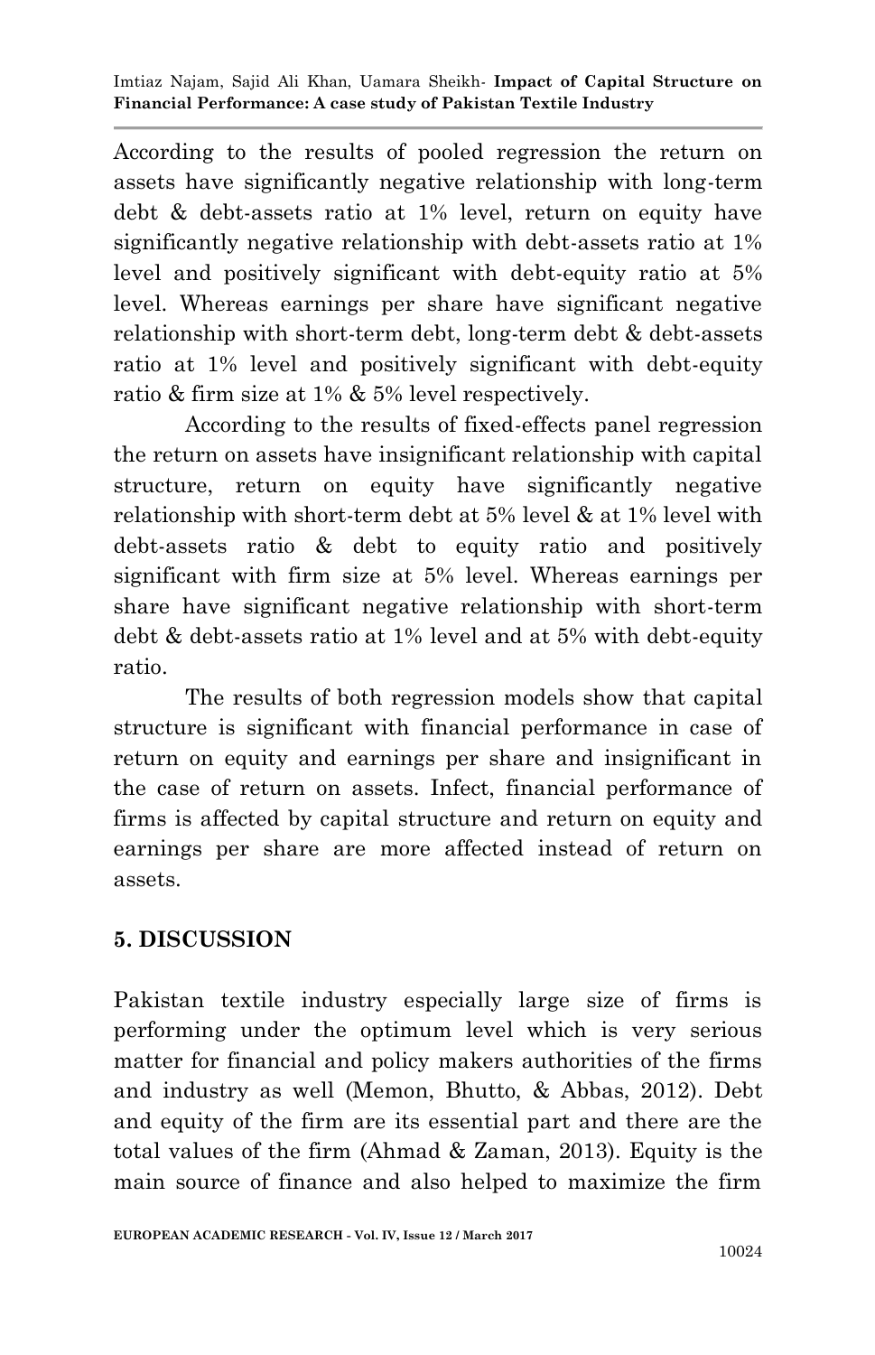According to the results of pooled regression the return on assets have significantly negative relationship with long-term debt & debt-assets ratio at 1% level, return on equity have significantly negative relationship with debt-assets ratio at 1% level and positively significant with debt-equity ratio at 5% level. Whereas earnings per share have significant negative relationship with short-term debt, long-term debt & debt-assets ratio at 1% level and positively significant with debt-equity ratio & firm size at 1% & 5% level respectively.

According to the results of fixed-effects panel regression the return on assets have insignificant relationship with capital structure, return on equity have significantly negative relationship with short-term debt at 5% level & at 1% level with debt-assets ratio & debt to equity ratio and positively significant with firm size at 5% level. Whereas earnings per share have significant negative relationship with short-term debt & debt-assets ratio at 1% level and at 5% with debt-equity ratio.

The results of both regression models show that capital structure is significant with financial performance in case of return on equity and earnings per share and insignificant in the case of return on assets. Infect, financial performance of firms is affected by capital structure and return on equity and earnings per share are more affected instead of return on assets.

## 5. DISCUSSION

Pakistan textile industry especially large size of firms is performing under the optimum level which is very serious matter for financial and policy makers authorities of the firms and industry as well (Memon, Bhutto, & Abbas, 2012). Debt and equity of the firm are its essential part and there are the total values of the firm (Ahmad & Zaman, 2013). Equity is the main source of finance and also helped to maximize the firm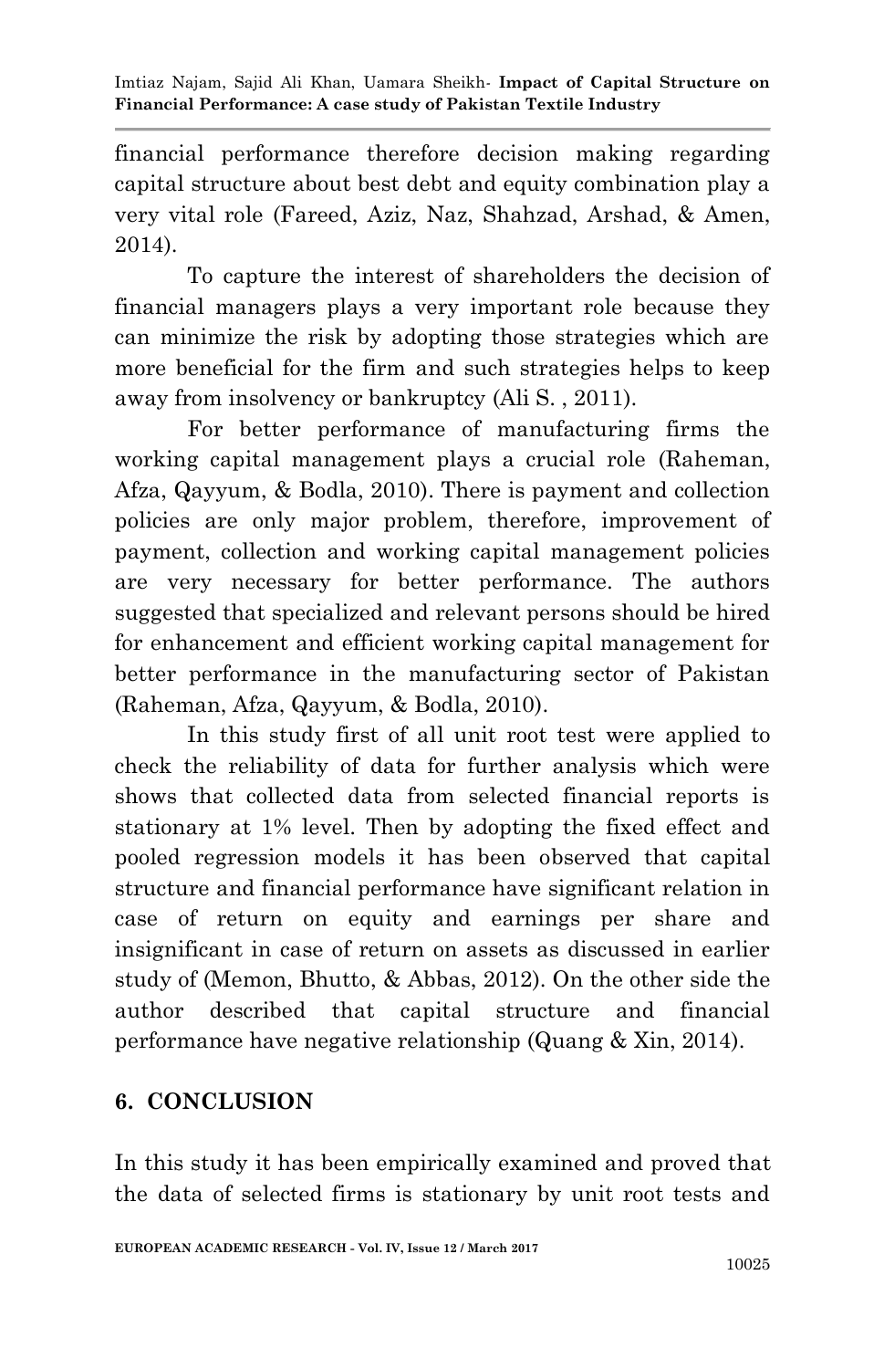financial performance therefore decision making regarding capital structure about best debt and equity combination play a very vital role (Fareed, Aziz, Naz, Shahzad, Arshad, & Amen, 2014).

To capture the interest of shareholders the decision of financial managers plays a very important role because they can minimize the risk by adopting those strategies which are more beneficial for the firm and such strategies helps to keep away from insolvency or bankruptcy (Ali S. , 2011).

For better performance of manufacturing firms the working capital management plays a crucial role (Raheman, Afza, Qayyum, & Bodla, 2010). There is payment and collection policies are only major problem, therefore, improvement of payment, collection and working capital management policies are very necessary for better performance. The authors suggested that specialized and relevant persons should be hired for enhancement and efficient working capital management for better performance in the manufacturing sector of Pakistan (Raheman, Afza, Qayyum, & Bodla, 2010).

In this study first of all unit root test were applied to check the reliability of data for further analysis which were shows that collected data from selected financial reports is stationary at 1% level. Then by adopting the fixed effect and pooled regression models it has been observed that capital structure and financial performance have significant relation in case of return on equity and earnings per share and insignificant in case of return on assets as discussed in earlier study of (Memon, Bhutto, & Abbas, 2012). On the other side the author described that capital structure and financial performance have negative relationship (Quang & Xin, 2014).

## 6. CONCLUSION

In this study it has been empirically examined and proved that the data of selected firms is stationary by unit root tests and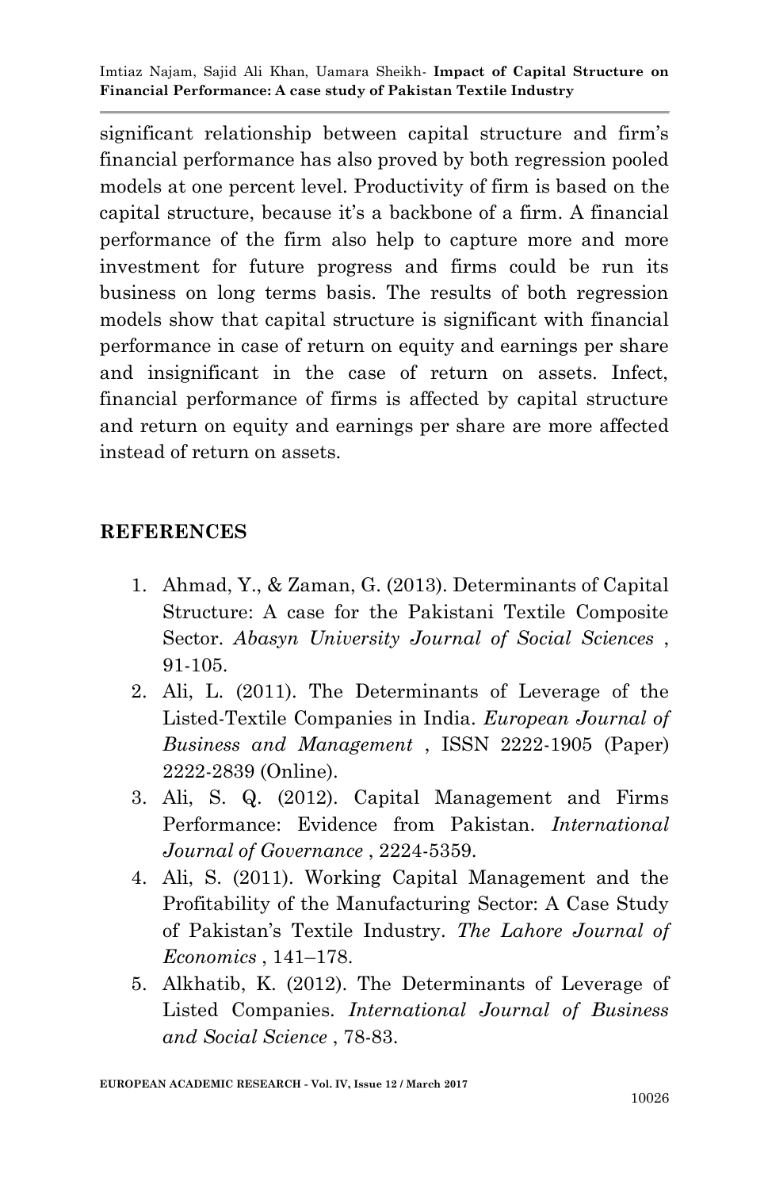significant relationship between capital structure and firm's financial performance has also proved by both regression pooled models at one percent level. Productivity of firm is based on the capital structure, because it's a backbone of a firm. A financial performance of the firm also help to capture more and more investment for future progress and firms could be run its business on long terms basis. The results of both regression models show that capital structure is significant with financial performance in case of return on equity and earnings per share and insignificant in the case of return on assets. Infect, financial performance of firms is affected by capital structure and return on equity and earnings per share are more affected instead of return on assets.

## REFERENCES

1. Ahmad, Y., & Zaman, G. (2013). Determinants of Capital Structure: A case for the Pakistani Textile Composite Sector. *Abasyn University Journal of Social Sciences* , 91-105.
2. Ali, L. (2011). The Determinants of Leverage of the Listed-Textile Companies in India. *European Journal of Business and Management* , ISSN 2222-1905 (Paper) 2222-2839 (Online).
3. Ali, S. Q. (2012). Capital Management and Firms Performance: Evidence from Pakistan. *International Journal of Governance* , 2224-5359.
4. Ali, S. (2011). Working Capital Management and the Profitability of the Manufacturing Sector: A Case Study of Pakistan's Textile Industry. *The Lahore Journal of Economics* , 141–178.
5. Alkhatib, K. (2012). The Determinants of Leverage of Listed Companies. *International Journal of Business and Social Science* , 78-83.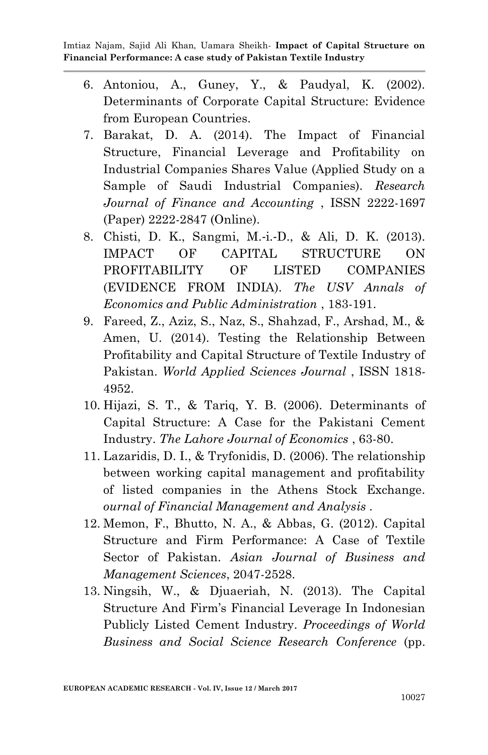6. Antoniou, A., Guney, Y., & Paudyal, K. (2002). Determinants of Corporate Capital Structure: Evidence from European Countries.
7. Barakat, D. A. (2014). The Impact of Financial Structure, Financial Leverage and Profitability on Industrial Companies Shares Value (Applied Study on a Sample of Saudi Industrial Companies). *Research Journal of Finance and Accounting* , ISSN 2222-1697 (Paper) 2222-2847 (Online).
8. Chisti, D. K., Sangmi, M.-i.-D., & Ali, D. K. (2013). IMPACT OF CAPITAL STRUCTURE ON PROFITABILITY OF LISTED COMPANIES (EVIDENCE FROM INDIA). *The USV Annals of Economics and Public Administration* , 183-191.
9. Fareed, Z., Aziz, S., Naz, S., Shahzad, F., Arshad, M., & Amen, U. (2014). Testing the Relationship Between Profitability and Capital Structure of Textile Industry of Pakistan. *World Applied Sciences Journal* , ISSN 1818-4952.
10. Hijazi, S. T., & Tariq, Y. B. (2006). Determinants of Capital Structure: A Case for the Pakistani Cement Industry. *The Lahore Journal of Economics* , 63-80.
11. Lazaridis, D. I., & Tryfonidis, D. (2006). The relationship between working capital management and profitability of listed companies in the Athens Stock Exchange. *ournal of Financial Management and Analysis* .
12. Memon, F., Bhutto, N. A., & Abbas, G. (2012). Capital Structure and Firm Performance: A Case of Textile Sector of Pakistan. *Asian Journal of Business and Management Sciences*, 2047-2528.
13. Ningsih, W., & Djuaeriah, N. (2013). The Capital Structure And Firm's Financial Leverage In Indonesian Publicly Listed Cement Industry. *Proceedings of World Business and Social Science Research Conference* (pp.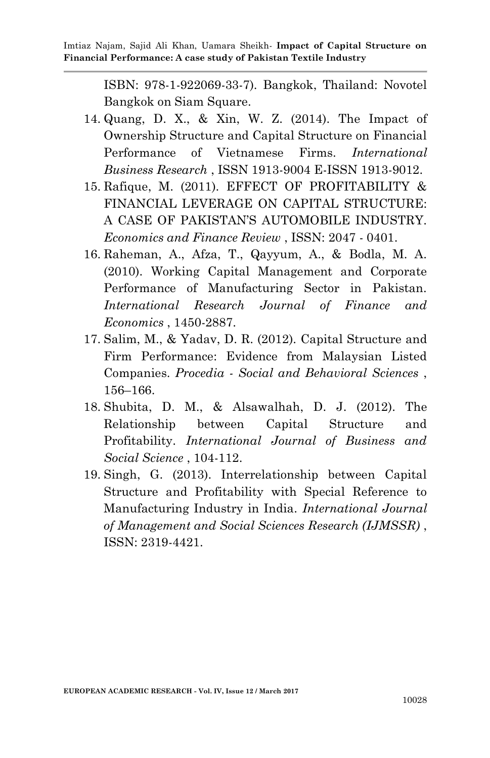ISBN: 978-1-922069-33-7). Bangkok, Thailand: Novotel Bangkok on Siam Square.

14. Quang, D. X., & Xin, W. Z. (2014). The Impact of Ownership Structure and Capital Structure on Financial Performance of Vietnamese Firms. *International Business Research* , ISSN 1913-9004 E-ISSN 1913-9012.
15. Rafique, M. (2011). EFFECT OF PROFITABILITY & FINANCIAL LEVERAGE ON CAPITAL STRUCTURE: A CASE OF PAKISTAN'S AUTOMOBILE INDUSTRY. *Economics and Finance Review* , ISSN: 2047 - 0401.
16. Raheman, A., Afza, T., Qayyum, A., & Bodla, M. A. (2010). Working Capital Management and Corporate Performance of Manufacturing Sector in Pakistan. *International Research Journal of Finance and Economics* , 1450-2887.
17. Salim, M., & Yadav, D. R. (2012). Capital Structure and Firm Performance: Evidence from Malaysian Listed Companies. *Procedia - Social and Behavioral Sciences* , 156–166.
18. Shubita, D. M., & Alsawalhah, D. J. (2012). The Relationship between Capital Structure and Profitability. *International Journal of Business and Social Science* , 104-112.
19. Singh, G. (2013). Interrelationship between Capital Structure and Profitability with Special Reference to Manufacturing Industry in India. *International Journal of Management and Social Sciences Research (IJMSSR)* , ISSN: 2319-4421.